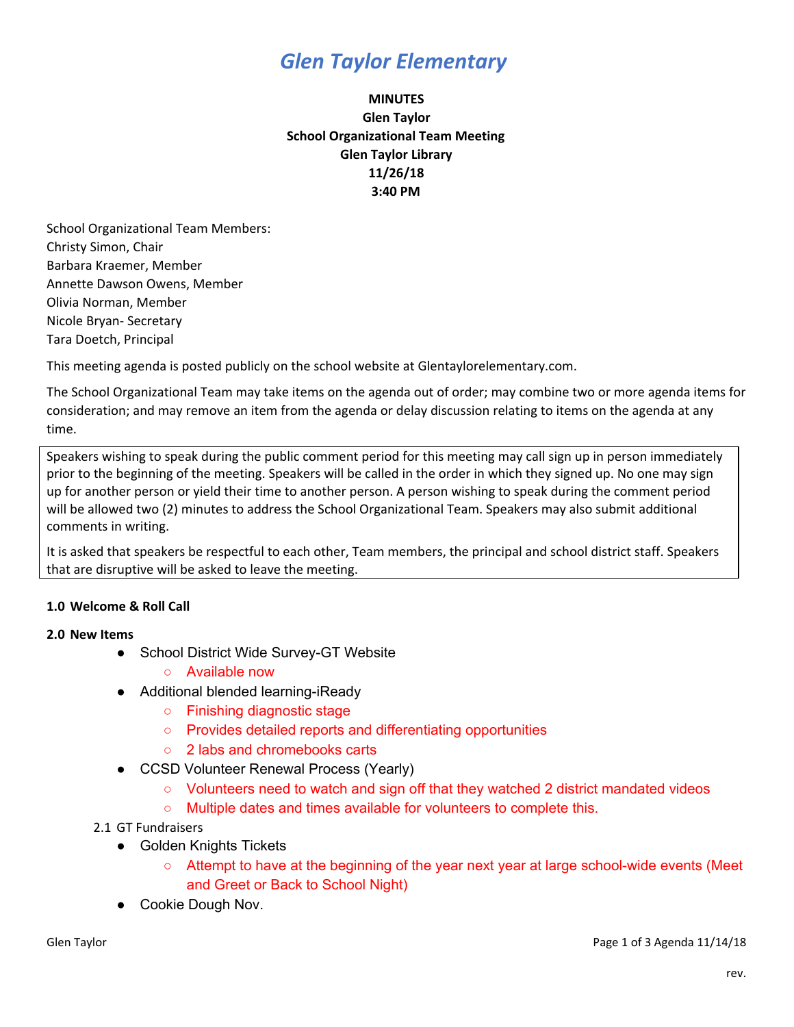# *Glen Taylor Elementary*

**MINUTES**
**Glen Taylor**
**School Organizational Team Meeting**
**Glen Taylor Library**
**11/26/18**
**3:40 PM**

School Organizational Team Members:
Christy Simon, Chair
Barbara Kraemer, Member
Annette Dawson Owens, Member
Olivia Norman, Member
Nicole Bryan- Secretary
Tara Doetch, Principal

This meeting agenda is posted publicly on the school website at Glentaylorelementary.com.

The School Organizational Team may take items on the agenda out of order; may combine two or more agenda items for consideration; and may remove an item from the agenda or delay discussion relating to items on the agenda at any time.

Speakers wishing to speak during the public comment period for this meeting may call sign up in person immediately prior to the beginning of the meeting. Speakers will be called in the order in which they signed up. No one may sign up for another person or yield their time to another person. A person wishing to speak during the comment period will be allowed two (2) minutes to address the School Organizational Team. Speakers may also submit additional comments in writing.

It is asked that speakers be respectful to each other, Team members, the principal and school district staff. Speakers that are disruptive will be asked to leave the meeting.

**1.0 Welcome & Roll Call**

**2.0 New Items**

- School District Wide Survey-GT Website
  - Available now
- Additional blended learning-iReady
  - Finishing diagnostic stage
  - Provides detailed reports and differentiating opportunities
  - 2 labs and chromebooks carts
- CCSD Volunteer Renewal Process (Yearly)
  - Volunteers need to watch and sign off that they watched 2 district mandated videos
  - Multiple dates and times available for volunteers to complete this.

2.1 GT Fundraisers

- Golden Knights Tickets
  - Attempt to have at the beginning of the year next year at large school-wide events (Meet and Greet or Back to School Night)
- Cookie Dough Nov.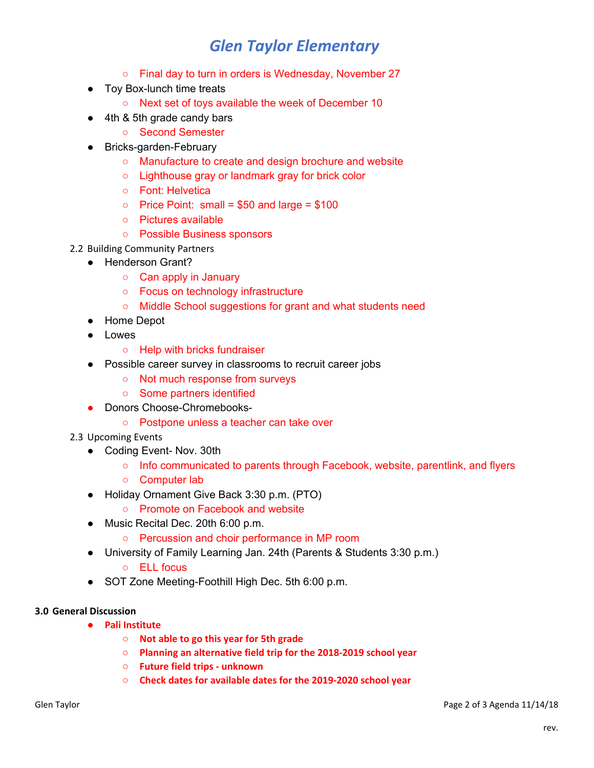- Final day to turn in orders is Wednesday, November 27
- Toy Box-lunch time treats
  - Next set of toys available the week of December 10
- 4th & 5th grade candy bars
  - Second Semester
- Bricks-garden-February
  - Manufacture to create and design brochure and website
  - Lighthouse gray or landmark gray for brick color
  - Font: Helvetica
  - Price Point: small = $50 and large = $100
  - Pictures available
  - Possible Business sponsors

2.2 Building Community Partners

- Henderson Grant?
  - Can apply in January
  - Focus on technology infrastructure
  - Middle School suggestions for grant and what students need
- Home Depot
- Lowes
  - Help with bricks fundraiser
- Possible career survey in classrooms to recruit career jobs
  - Not much response from surveys
  - Some partners identified
- Donors Choose-Chromebooks-
  - Postpone unless a teacher can take over

2.3 Upcoming Events

- Coding Event- Nov. 30th
  - Info communicated to parents through Facebook, website, parentlink, and flyers
  - Computer lab
- Holiday Ornament Give Back 3:30 p.m. (PTO)
  - Promote on Facebook and website
- Music Recital Dec. 20th 6:00 p.m.
  - Percussion and choir performance in MP room
- University of Family Learning Jan. 24th (Parents & Students 3:30 p.m.)
  - ELL focus
- SOT Zone Meeting-Foothill High Dec. 5th 6:00 p.m.

**3.0 General Discussion**

- **Pali Institute**
  - **Not able to go this year for 5th grade**
  - **Planning an alternative field trip for the 2018-2019 school year**
  - **Future field trips - unknown**
  - **Check dates for available dates for the 2019-2020 school year**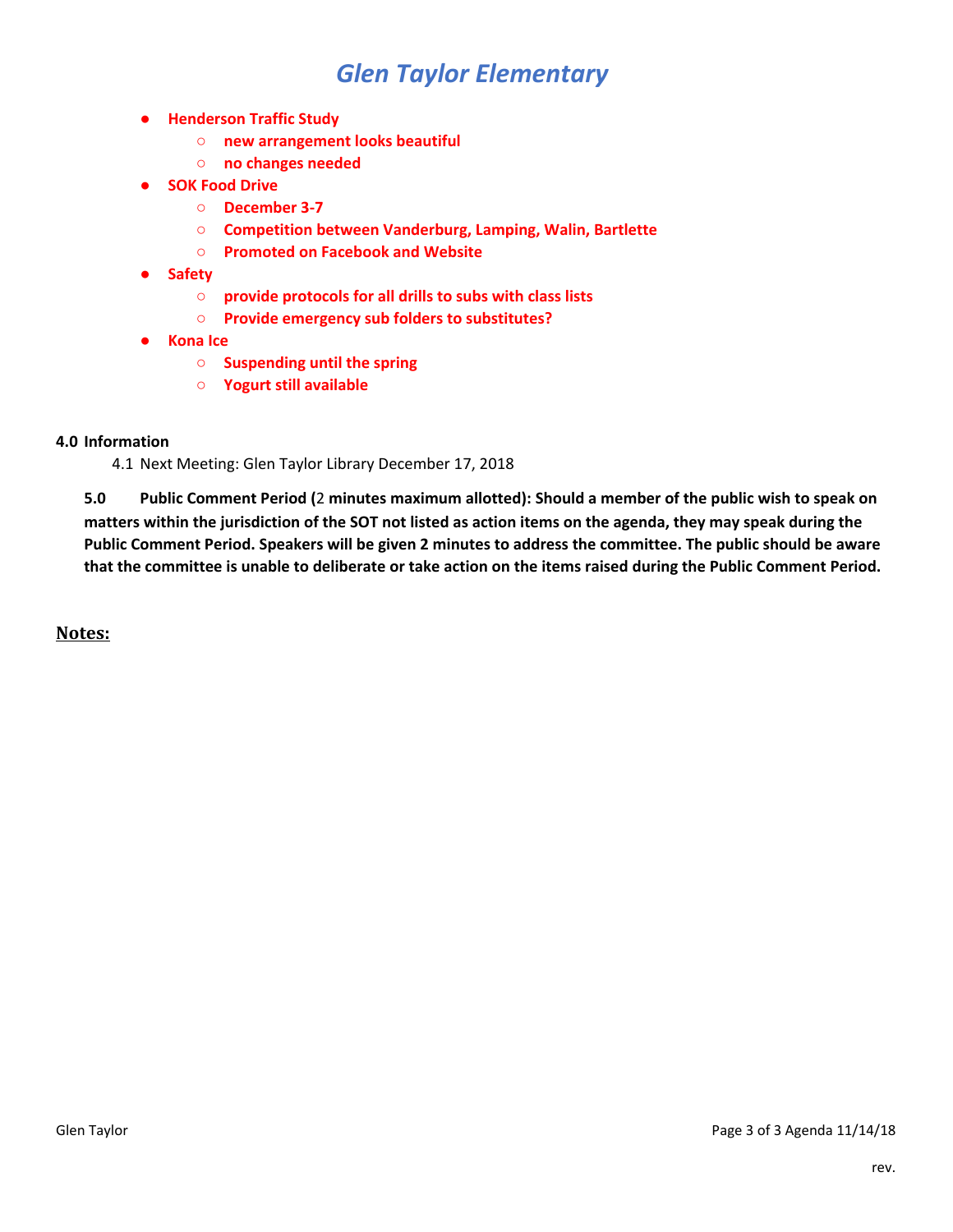# *Glen Taylor Elementary*

- **Henderson Traffic Study**
  - **new arrangement looks beautiful**
  - **no changes needed**
- **SOK Food Drive**
  - **December 3-7**
  - **Competition between Vanderburg, Lamping, Walin, Bartlette**
  - **Promoted on Facebook and Website**
- **Safety**
  - **provide protocols for all drills to subs with class lists**
  - **Provide emergency sub folders to substitutes?**
- **Kona Ice**
  - **Suspending until the spring**
  - **Yogurt still available**

**4.0 Information**

4.1 Next Meeting: Glen Taylor Library December 17, 2018

**5.0 Public Comment Period (**2 **minutes maximum allotted): Should a member of the public wish to speak on matters within the jurisdiction of the SOT not listed as action items on the agenda, they may speak during the Public Comment Period. Speakers will be given 2 minutes to address the committee. The public should be aware that the committee is unable to deliberate or take action on the items raised during the Public Comment Period.**

**Notes:**

rev.